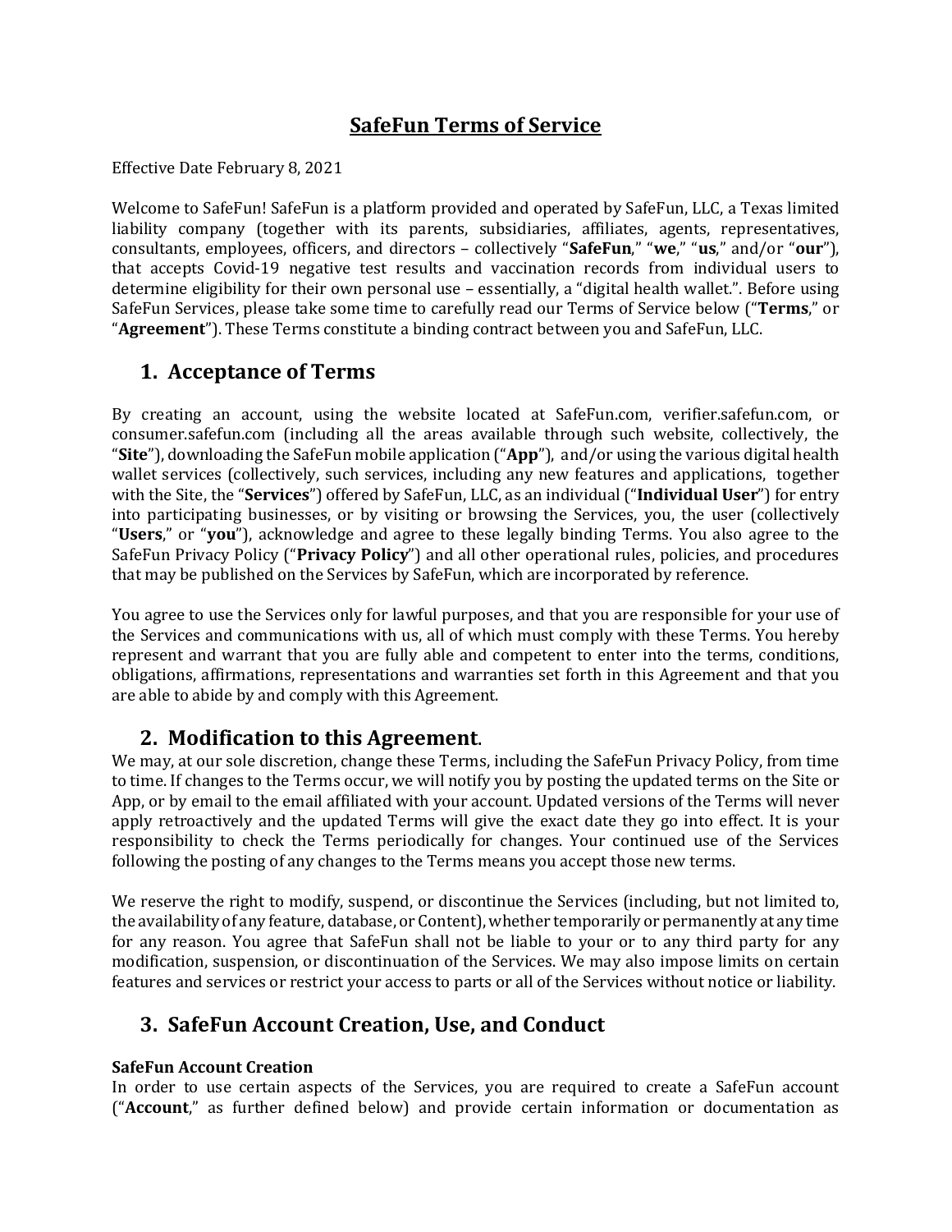# SafeFun Terms of Service

Effective Date February 8, 2021

Welcome to SafeFun! SafeFun is a platform provided and operated by SafeFun, LLC, a Texas limited liability company (together with its parents, subsidiaries, affiliates, agents, representatives, consultants, employees, officers, and directors – collectively "**SafeFun**," "**we**," "**us**," and/or "**our**"), that accepts Covid-19 negative test results and vaccination records from individual users to determine eligibility for their own personal use – essentially, a "digital health wallet.". Before using SafeFun Services, please take some time to carefully read our Terms of Service below ("**Terms**," or "**Agreement**"). These Terms constitute a binding contract between you and SafeFun, LLC.

## 1. Acceptance of Terms

By creating an account, using the website located at SafeFun.com, verifier.safefun.com, or consumer.safefun.com (including all the areas available through such website, collectively, the "**Site**"), downloading the SafeFun mobile application ("**App**"), and/or using the various digital health wallet services (collectively, such services, including any new features and applications, together with the Site, the "**Services**") offered by SafeFun, LLC, as an individual ("**Individual User**") for entry into participating businesses, or by visiting or browsing the Services, you, the user (collectively "**Users**," or "**you**"), acknowledge and agree to these legally binding Terms. You also agree to the SafeFun Privacy Policy ("**Privacy Policy**") and all other operational rules, policies, and procedures that may be published on the Services by SafeFun, which are incorporated by reference.

You agree to use the Services only for lawful purposes, and that you are responsible for your use of the Services and communications with us, all of which must comply with these Terms. You hereby represent and warrant that you are fully able and competent to enter into the terms, conditions, obligations, affirmations, representations and warranties set forth in this Agreement and that you are able to abide by and comply with this Agreement.

## 2. Modification to this Agreement.

We may, at our sole discretion, change these Terms, including the SafeFun Privacy Policy, from time to time. If changes to the Terms occur, we will notify you by posting the updated terms on the Site or App, or by email to the email affiliated with your account. Updated versions of the Terms will never apply retroactively and the updated Terms will give the exact date they go into effect. It is your responsibility to check the Terms periodically for changes. Your continued use of the Services following the posting of any changes to the Terms means you accept those new terms.

We reserve the right to modify, suspend, or discontinue the Services (including, but not limited to, the availability of any feature, database, or Content), whether temporarily or permanently at any time for any reason. You agree that SafeFun shall not be liable to your or to any third party for any modification, suspension, or discontinuation of the Services. We may also impose limits on certain features and services or restrict your access to parts or all of the Services without notice or liability.

## 3. SafeFun Account Creation, Use, and Conduct

**SafeFun Account Creation**

In order to use certain aspects of the Services, you are required to create a SafeFun account ("**Account**," as further defined below) and provide certain information or documentation as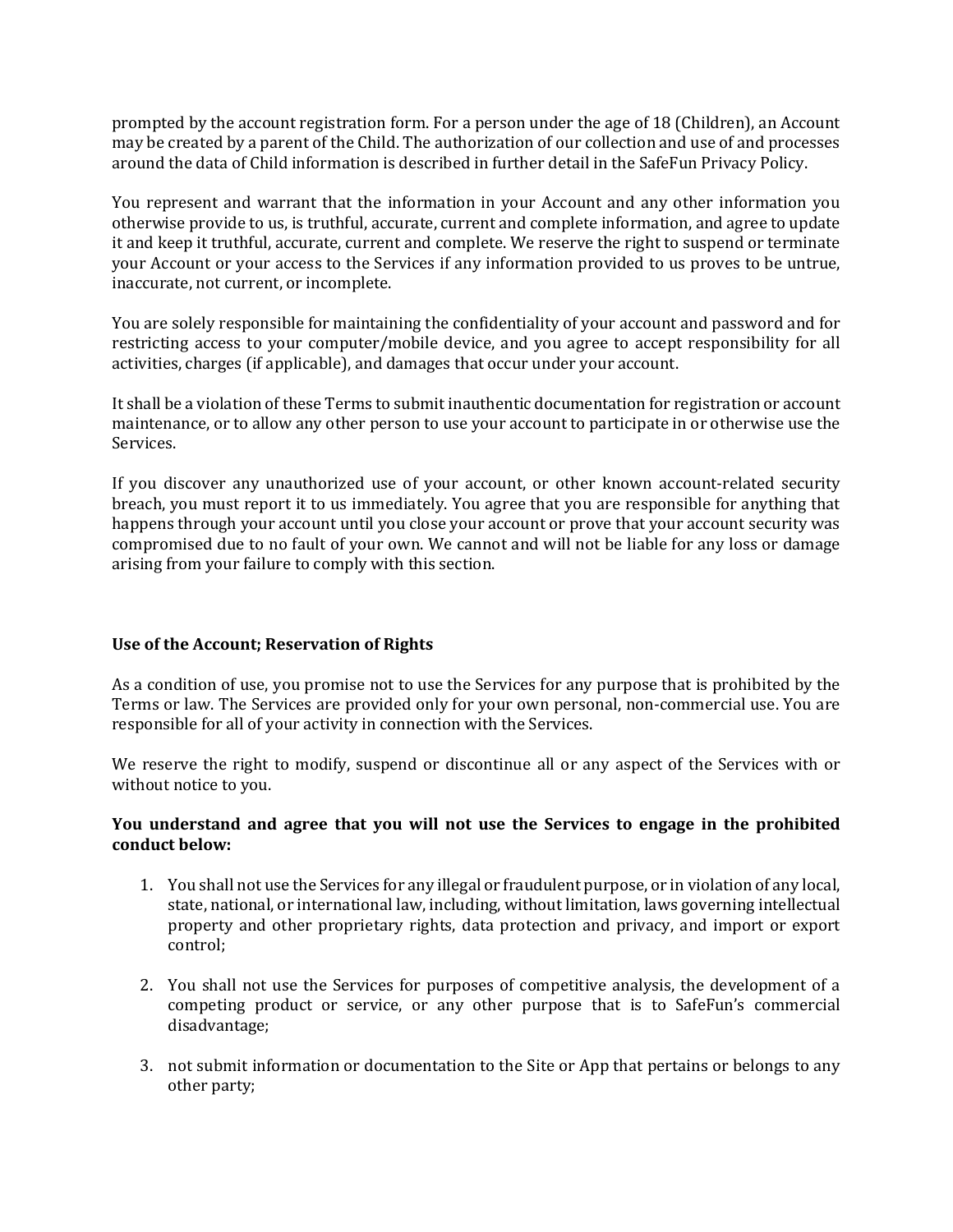prompted by the account registration form. For a person under the age of 18 (Children), an Account may be created by a parent of the Child. The authorization of our collection and use of and processes around the data of Child information is described in further detail in the SafeFun Privacy Policy.

You represent and warrant that the information in your Account and any other information you otherwise provide to us, is truthful, accurate, current and complete information, and agree to update it and keep it truthful, accurate, current and complete. We reserve the right to suspend or terminate your Account or your access to the Services if any information provided to us proves to be untrue, inaccurate, not current, or incomplete.

You are solely responsible for maintaining the confidentiality of your account and password and for restricting access to your computer/mobile device, and you agree to accept responsibility for all activities, charges (if applicable), and damages that occur under your account.

It shall be a violation of these Terms to submit inauthentic documentation for registration or account maintenance, or to allow any other person to use your account to participate in or otherwise use the Services.

If you discover any unauthorized use of your account, or other known account-related security breach, you must report it to us immediately. You agree that you are responsible for anything that happens through your account until you close your account or prove that your account security was compromised due to no fault of your own. We cannot and will not be liable for any loss or damage arising from your failure to comply with this section.

**Use of the Account; Reservation of Rights**

As a condition of use, you promise not to use the Services for any purpose that is prohibited by the Terms or law. The Services are provided only for your own personal, non-commercial use. You are responsible for all of your activity in connection with the Services.

We reserve the right to modify, suspend or discontinue all or any aspect of the Services with or without notice to you.

**You understand and agree that you will not use the Services to engage in the prohibited conduct below:**

1. You shall not use the Services for any illegal or fraudulent purpose, or in violation of any local, state, national, or international law, including, without limitation, laws governing intellectual property and other proprietary rights, data protection and privacy, and import or export control;

2. You shall not use the Services for purposes of competitive analysis, the development of a competing product or service, or any other purpose that is to SafeFun's commercial disadvantage;

3. not submit information or documentation to the Site or App that pertains or belongs to any other party;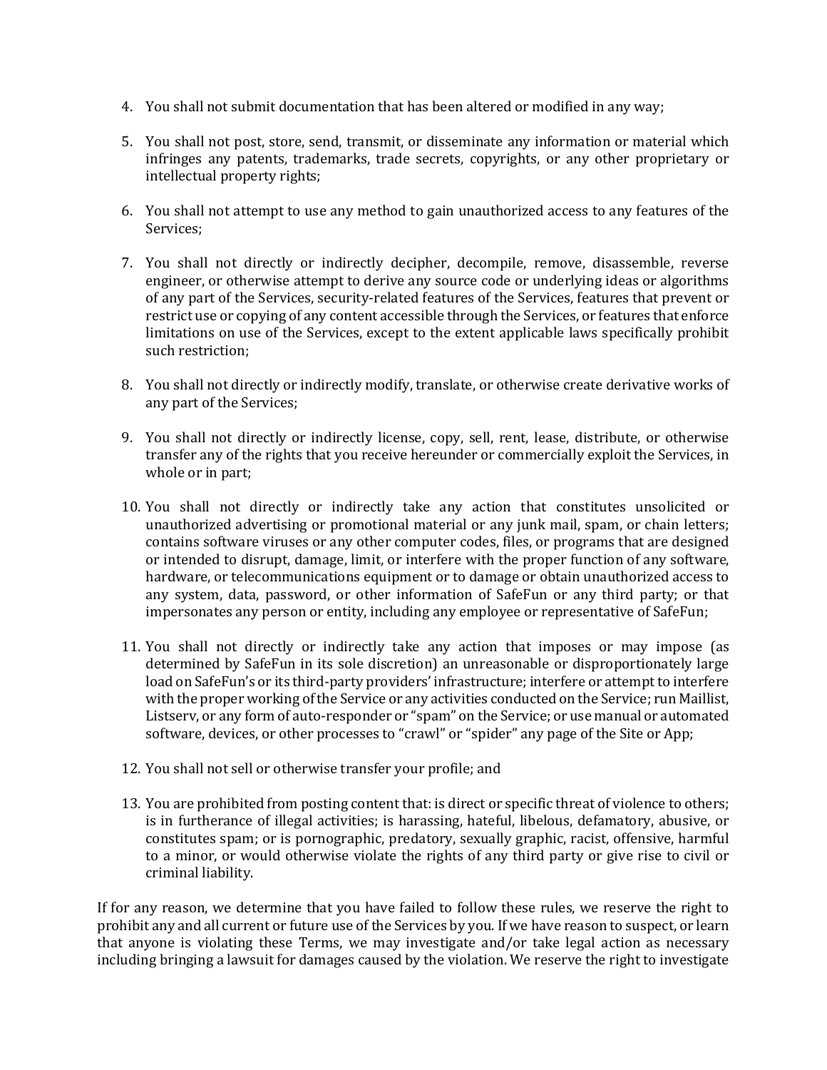4. You shall not submit documentation that has been altered or modified in any way;

5. You shall not post, store, send, transmit, or disseminate any information or material which infringes any patents, trademarks, trade secrets, copyrights, or any other proprietary or intellectual property rights;

6. You shall not attempt to use any method to gain unauthorized access to any features of the Services;

7. You shall not directly or indirectly decipher, decompile, remove, disassemble, reverse engineer, or otherwise attempt to derive any source code or underlying ideas or algorithms of any part of the Services, security-related features of the Services, features that prevent or restrict use or copying of any content accessible through the Services, or features that enforce limitations on use of the Services, except to the extent applicable laws specifically prohibit such restriction;

8. You shall not directly or indirectly modify, translate, or otherwise create derivative works of any part of the Services;

9. You shall not directly or indirectly license, copy, sell, rent, lease, distribute, or otherwise transfer any of the rights that you receive hereunder or commercially exploit the Services, in whole or in part;

10. You shall not directly or indirectly take any action that constitutes unsolicited or unauthorized advertising or promotional material or any junk mail, spam, or chain letters; contains software viruses or any other computer codes, files, or programs that are designed or intended to disrupt, damage, limit, or interfere with the proper function of any software, hardware, or telecommunications equipment or to damage or obtain unauthorized access to any system, data, password, or other information of SafeFun or any third party; or that impersonates any person or entity, including any employee or representative of SafeFun;

11. You shall not directly or indirectly take any action that imposes or may impose (as determined by SafeFun in its sole discretion) an unreasonable or disproportionately large load on SafeFun's or its third-party providers' infrastructure; interfere or attempt to interfere with the proper working of the Service or any activities conducted on the Service; run Maillist, Listserv, or any form of auto-responder or "spam" on the Service; or use manual or automated software, devices, or other processes to "crawl" or "spider" any page of the Site or App;

12. You shall not sell or otherwise transfer your profile; and

13. You are prohibited from posting content that: is direct or specific threat of violence to others; is in furtherance of illegal activities; is harassing, hateful, libelous, defamatory, abusive, or constitutes spam; or is pornographic, predatory, sexually graphic, racist, offensive, harmful to a minor, or would otherwise violate the rights of any third party or give rise to civil or criminal liability.

If for any reason, we determine that you have failed to follow these rules, we reserve the right to prohibit any and all current or future use of the Services by you. If we have reason to suspect, or learn that anyone is violating these Terms, we may investigate and/or take legal action as necessary including bringing a lawsuit for damages caused by the violation. We reserve the right to investigate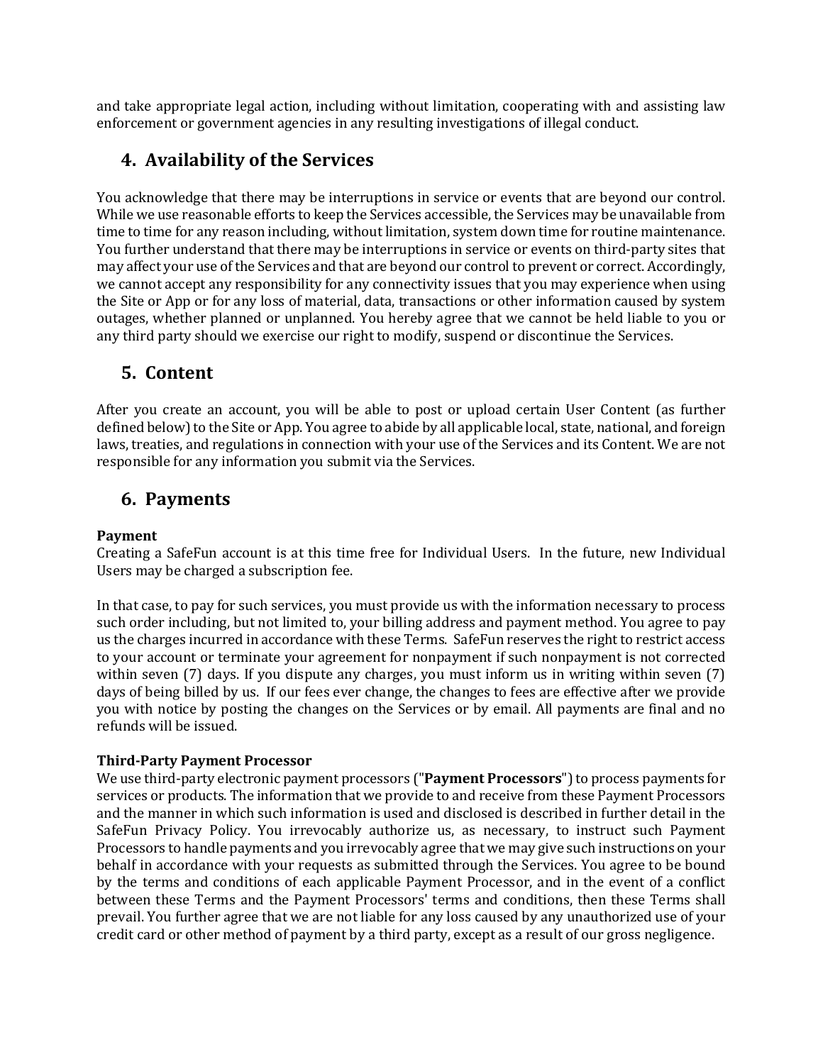and take appropriate legal action, including without limitation, cooperating with and assisting law enforcement or government agencies in any resulting investigations of illegal conduct.

## 4. Availability of the Services

You acknowledge that there may be interruptions in service or events that are beyond our control. While we use reasonable efforts to keep the Services accessible, the Services may be unavailable from time to time for any reason including, without limitation, system down time for routine maintenance. You further understand that there may be interruptions in service or events on third-party sites that may affect your use of the Services and that are beyond our control to prevent or correct. Accordingly, we cannot accept any responsibility for any connectivity issues that you may experience when using the Site or App or for any loss of material, data, transactions or other information caused by system outages, whether planned or unplanned. You hereby agree that we cannot be held liable to you or any third party should we exercise our right to modify, suspend or discontinue the Services.

## 5. Content

After you create an account, you will be able to post or upload certain User Content (as further defined below) to the Site or App. You agree to abide by all applicable local, state, national, and foreign laws, treaties, and regulations in connection with your use of the Services and its Content. We are not responsible for any information you submit via the Services.

## 6. Payments

**Payment**
Creating a SafeFun account is at this time free for Individual Users. In the future, new Individual Users may be charged a subscription fee.

In that case, to pay for such services, you must provide us with the information necessary to process such order including, but not limited to, your billing address and payment method. You agree to pay us the charges incurred in accordance with these Terms. SafeFun reserves the right to restrict access to your account or terminate your agreement for nonpayment if such nonpayment is not corrected within seven (7) days. If you dispute any charges, you must inform us in writing within seven (7) days of being billed by us. If our fees ever change, the changes to fees are effective after we provide you with notice by posting the changes on the Services or by email. All payments are final and no refunds will be issued.

**Third-Party Payment Processor**
We use third-party electronic payment processors ("**Payment Processors**") to process payments for services or products. The information that we provide to and receive from these Payment Processors and the manner in which such information is used and disclosed is described in further detail in the SafeFun Privacy Policy. You irrevocably authorize us, as necessary, to instruct such Payment Processors to handle payments and you irrevocably agree that we may give such instructions on your behalf in accordance with your requests as submitted through the Services. You agree to be bound by the terms and conditions of each applicable Payment Processor, and in the event of a conflict between these Terms and the Payment Processors' terms and conditions, then these Terms shall prevail. You further agree that we are not liable for any loss caused by any unauthorized use of your credit card or other method of payment by a third party, except as a result of our gross negligence.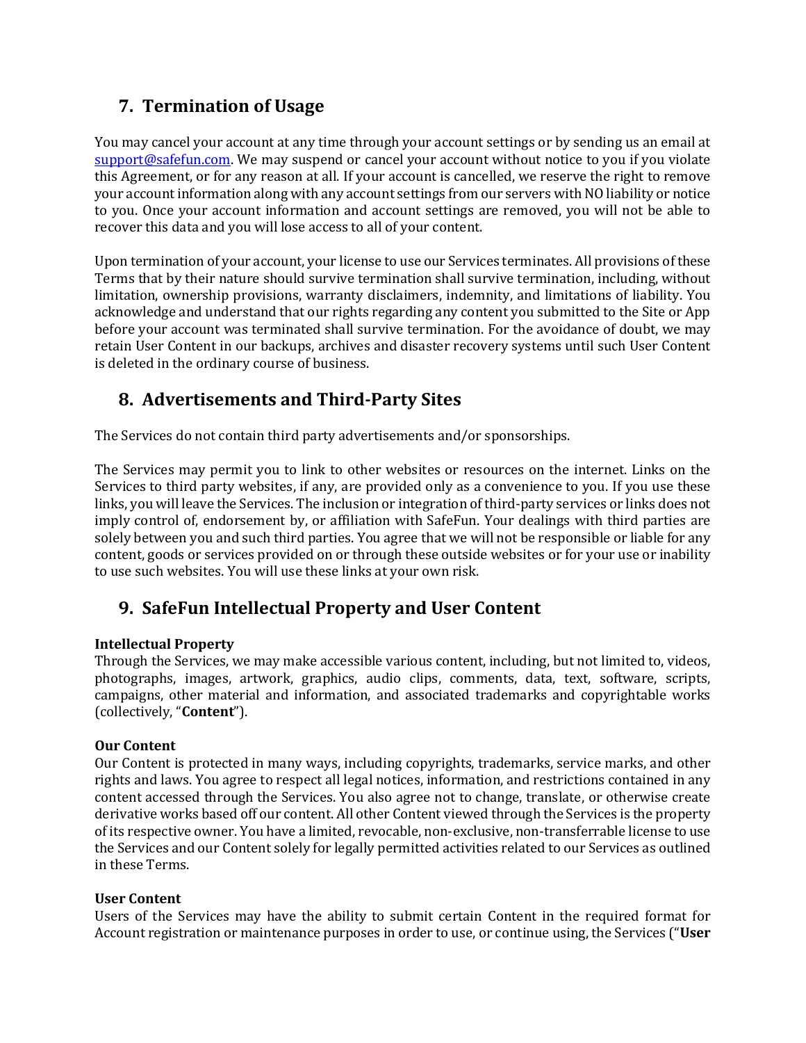## 7. Termination of Usage

You may cancel your account at any time through your account settings or by sending us an email at support@safefun.com. We may suspend or cancel your account without notice to you if you violate this Agreement, or for any reason at all. If your account is cancelled, we reserve the right to remove your account information along with any account settings from our servers with NO liability or notice to you. Once your account information and account settings are removed, you will not be able to recover this data and you will lose access to all of your content.

Upon termination of your account, your license to use our Services terminates. All provisions of these Terms that by their nature should survive termination shall survive termination, including, without limitation, ownership provisions, warranty disclaimers, indemnity, and limitations of liability. You acknowledge and understand that our rights regarding any content you submitted to the Site or App before your account was terminated shall survive termination. For the avoidance of doubt, we may retain User Content in our backups, archives and disaster recovery systems until such User Content is deleted in the ordinary course of business.

## 8. Advertisements and Third-Party Sites

The Services do not contain third party advertisements and/or sponsorships.

The Services may permit you to link to other websites or resources on the internet. Links on the Services to third party websites, if any, are provided only as a convenience to you. If you use these links, you will leave the Services. The inclusion or integration of third-party services or links does not imply control of, endorsement by, or affiliation with SafeFun. Your dealings with third parties are solely between you and such third parties. You agree that we will not be responsible or liable for any content, goods or services provided on or through these outside websites or for your use or inability to use such websites. You will use these links at your own risk.

## 9. SafeFun Intellectual Property and User Content

**Intellectual Property**
Through the Services, we may make accessible various content, including, but not limited to, videos, photographs, images, artwork, graphics, audio clips, comments, data, text, software, scripts, campaigns, other material and information, and associated trademarks and copyrightable works (collectively, "**Content**").

**Our Content**
Our Content is protected in many ways, including copyrights, trademarks, service marks, and other rights and laws. You agree to respect all legal notices, information, and restrictions contained in any content accessed through the Services. You also agree not to change, translate, or otherwise create derivative works based off our content. All other Content viewed through the Services is the property of its respective owner. You have a limited, revocable, non-exclusive, non-transferrable license to use the Services and our Content solely for legally permitted activities related to our Services as outlined in these Terms.

**User Content**
Users of the Services may have the ability to submit certain Content in the required format for Account registration or maintenance purposes in order to use, or continue using, the Services ("**User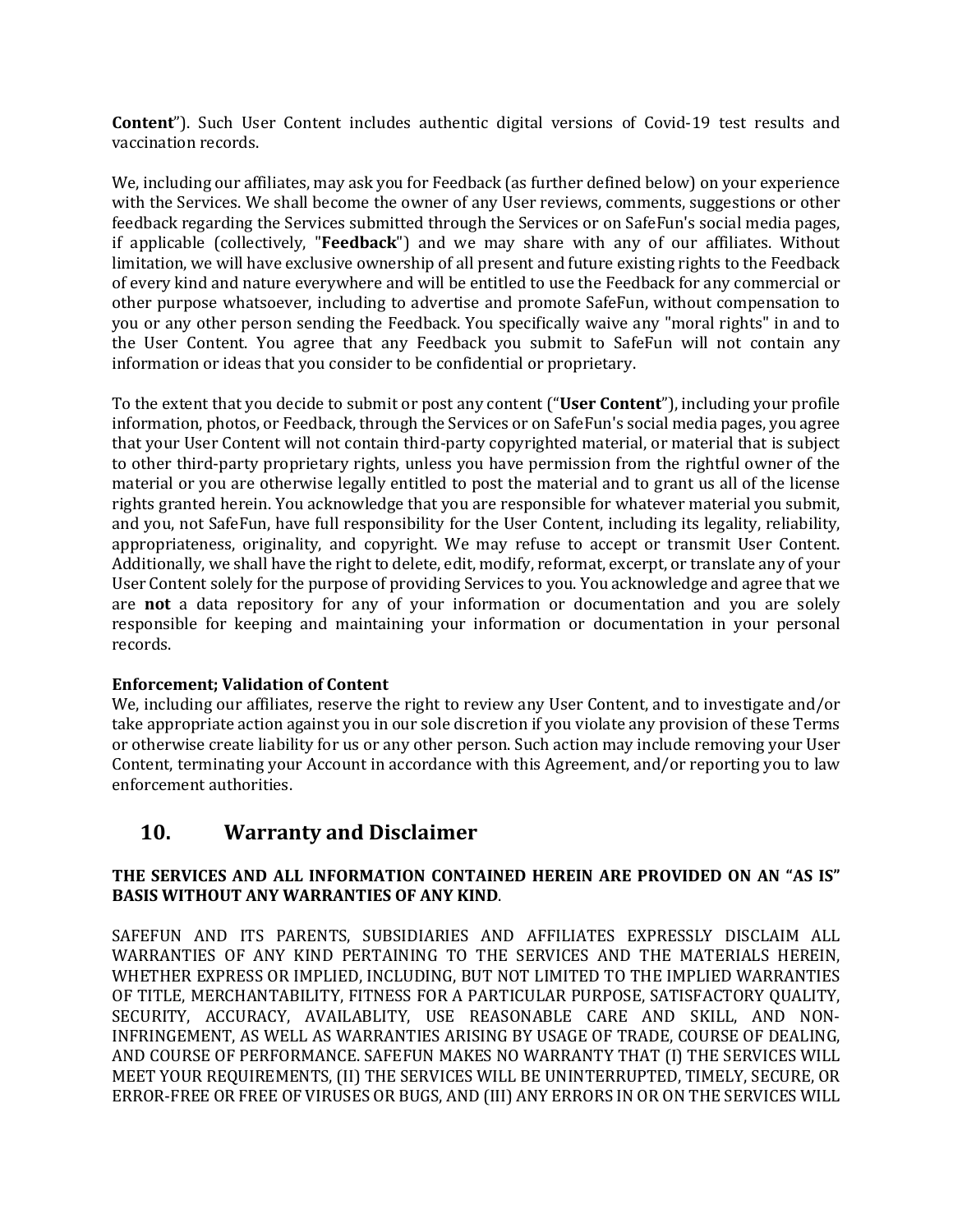**Content**"). Such User Content includes authentic digital versions of Covid-19 test results and vaccination records.

We, including our affiliates, may ask you for Feedback (as further defined below) on your experience with the Services. We shall become the owner of any User reviews, comments, suggestions or other feedback regarding the Services submitted through the Services or on SafeFun's social media pages, if applicable (collectively, "**Feedback**") and we may share with any of our affiliates. Without limitation, we will have exclusive ownership of all present and future existing rights to the Feedback of every kind and nature everywhere and will be entitled to use the Feedback for any commercial or other purpose whatsoever, including to advertise and promote SafeFun, without compensation to you or any other person sending the Feedback. You specifically waive any "moral rights" in and to the User Content. You agree that any Feedback you submit to SafeFun will not contain any information or ideas that you consider to be confidential or proprietary.

To the extent that you decide to submit or post any content ("**User Content**"), including your profile information, photos, or Feedback, through the Services or on SafeFun's social media pages, you agree that your User Content will not contain third-party copyrighted material, or material that is subject to other third-party proprietary rights, unless you have permission from the rightful owner of the material or you are otherwise legally entitled to post the material and to grant us all of the license rights granted herein. You acknowledge that you are responsible for whatever material you submit, and you, not SafeFun, have full responsibility for the User Content, including its legality, reliability, appropriateness, originality, and copyright. We may refuse to accept or transmit User Content. Additionally, we shall have the right to delete, edit, modify, reformat, excerpt, or translate any of your User Content solely for the purpose of providing Services to you. You acknowledge and agree that we are **not** a data repository for any of your information or documentation and you are solely responsible for keeping and maintaining your information or documentation in your personal records.

**Enforcement; Validation of Content**
We, including our affiliates, reserve the right to review any User Content, and to investigate and/or take appropriate action against you in our sole discretion if you violate any provision of these Terms or otherwise create liability for us or any other person. Such action may include removing your User Content, terminating your Account in accordance with this Agreement, and/or reporting you to law enforcement authorities.

## 10. Warranty and Disclaimer

**THE SERVICES AND ALL INFORMATION CONTAINED HEREIN ARE PROVIDED ON AN "AS IS" BASIS WITHOUT ANY WARRANTIES OF ANY KIND**.

SAFEFUN AND ITS PARENTS, SUBSIDIARIES AND AFFILIATES EXPRESSLY DISCLAIM ALL WARRANTIES OF ANY KIND PERTAINING TO THE SERVICES AND THE MATERIALS HEREIN, WHETHER EXPRESS OR IMPLIED, INCLUDING, BUT NOT LIMITED TO THE IMPLIED WARRANTIES OF TITLE, MERCHANTABILITY, FITNESS FOR A PARTICULAR PURPOSE, SATISFACTORY QUALITY, SECURITY, ACCURACY, AVAILABLITY, USE REASONABLE CARE AND SKILL, AND NON-INFRINGEMENT, AS WELL AS WARRANTIES ARISING BY USAGE OF TRADE, COURSE OF DEALING, AND COURSE OF PERFORMANCE. SAFEFUN MAKES NO WARRANTY THAT (I) THE SERVICES WILL MEET YOUR REQUIREMENTS, (II) THE SERVICES WILL BE UNINTERRUPTED, TIMELY, SECURE, OR ERROR-FREE OR FREE OF VIRUSES OR BUGS, AND (III) ANY ERRORS IN OR ON THE SERVICES WILL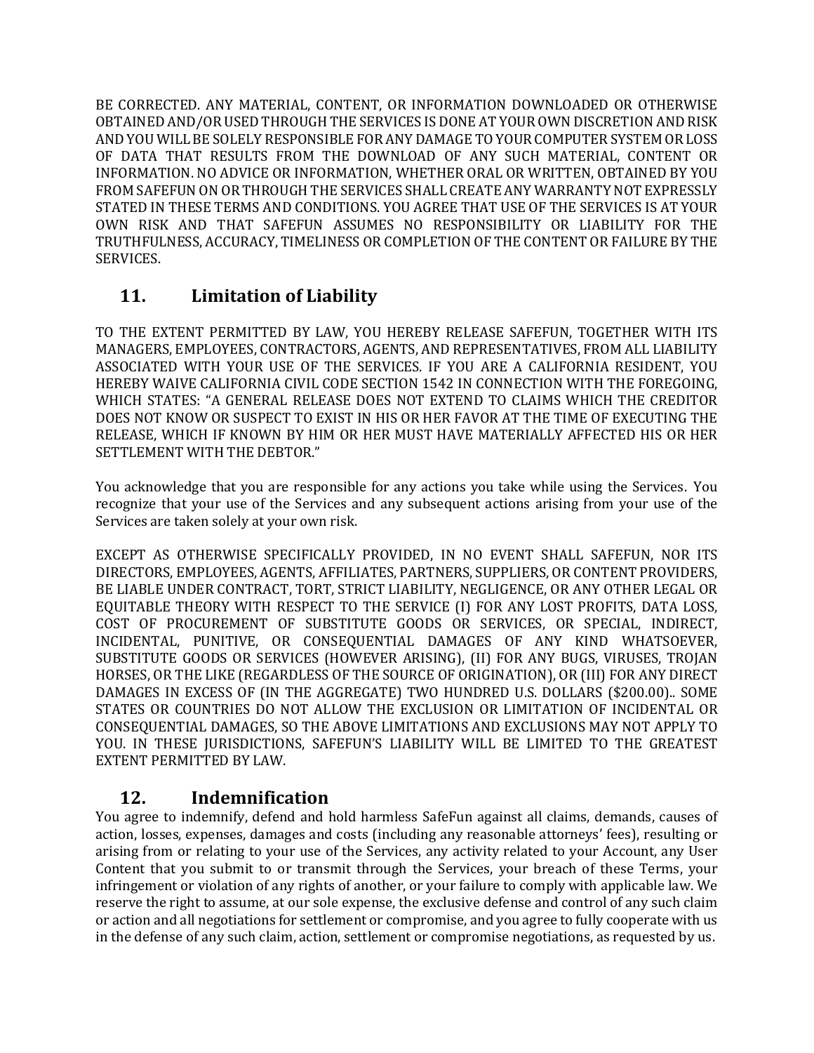BE CORRECTED. ANY MATERIAL, CONTENT, OR INFORMATION DOWNLOADED OR OTHERWISE OBTAINED AND/OR USED THROUGH THE SERVICES IS DONE AT YOUR OWN DISCRETION AND RISK AND YOU WILL BE SOLELY RESPONSIBLE FOR ANY DAMAGE TO YOUR COMPUTER SYSTEM OR LOSS OF DATA THAT RESULTS FROM THE DOWNLOAD OF ANY SUCH MATERIAL, CONTENT OR INFORMATION. NO ADVICE OR INFORMATION, WHETHER ORAL OR WRITTEN, OBTAINED BY YOU FROM SAFEFUN ON OR THROUGH THE SERVICES SHALL CREATE ANY WARRANTY NOT EXPRESSLY STATED IN THESE TERMS AND CONDITIONS. YOU AGREE THAT USE OF THE SERVICES IS AT YOUR OWN RISK AND THAT SAFEFUN ASSUMES NO RESPONSIBILITY OR LIABILITY FOR THE TRUTHFULNESS, ACCURACY, TIMELINESS OR COMPLETION OF THE CONTENT OR FAILURE BY THE SERVICES.

## 11. Limitation of Liability

TO THE EXTENT PERMITTED BY LAW, YOU HEREBY RELEASE SAFEFUN, TOGETHER WITH ITS MANAGERS, EMPLOYEES, CONTRACTORS, AGENTS, AND REPRESENTATIVES, FROM ALL LIABILITY ASSOCIATED WITH YOUR USE OF THE SERVICES. IF YOU ARE A CALIFORNIA RESIDENT, YOU HEREBY WAIVE CALIFORNIA CIVIL CODE SECTION 1542 IN CONNECTION WITH THE FOREGOING, WHICH STATES: "A GENERAL RELEASE DOES NOT EXTEND TO CLAIMS WHICH THE CREDITOR DOES NOT KNOW OR SUSPECT TO EXIST IN HIS OR HER FAVOR AT THE TIME OF EXECUTING THE RELEASE, WHICH IF KNOWN BY HIM OR HER MUST HAVE MATERIALLY AFFECTED HIS OR HER SETTLEMENT WITH THE DEBTOR."

You acknowledge that you are responsible for any actions you take while using the Services. You recognize that your use of the Services and any subsequent actions arising from your use of the Services are taken solely at your own risk.

EXCEPT AS OTHERWISE SPECIFICALLY PROVIDED, IN NO EVENT SHALL SAFEFUN, NOR ITS DIRECTORS, EMPLOYEES, AGENTS, AFFILIATES, PARTNERS, SUPPLIERS, OR CONTENT PROVIDERS, BE LIABLE UNDER CONTRACT, TORT, STRICT LIABILITY, NEGLIGENCE, OR ANY OTHER LEGAL OR EQUITABLE THEORY WITH RESPECT TO THE SERVICE (I) FOR ANY LOST PROFITS, DATA LOSS, COST OF PROCUREMENT OF SUBSTITUTE GOODS OR SERVICES, OR SPECIAL, INDIRECT, INCIDENTAL, PUNITIVE, OR CONSEQUENTIAL DAMAGES OF ANY KIND WHATSOEVER, SUBSTITUTE GOODS OR SERVICES (HOWEVER ARISING), (II) FOR ANY BUGS, VIRUSES, TROJAN HORSES, OR THE LIKE (REGARDLESS OF THE SOURCE OF ORIGINATION), OR (III) FOR ANY DIRECT DAMAGES IN EXCESS OF (IN THE AGGREGATE) TWO HUNDRED U.S. DOLLARS ($200.00).. SOME STATES OR COUNTRIES DO NOT ALLOW THE EXCLUSION OR LIMITATION OF INCIDENTAL OR CONSEQUENTIAL DAMAGES, SO THE ABOVE LIMITATIONS AND EXCLUSIONS MAY NOT APPLY TO YOU. IN THESE JURISDICTIONS, SAFEFUN'S LIABILITY WILL BE LIMITED TO THE GREATEST EXTENT PERMITTED BY LAW.

## 12. Indemnification

You agree to indemnify, defend and hold harmless SafeFun against all claims, demands, causes of action, losses, expenses, damages and costs (including any reasonable attorneys' fees), resulting or arising from or relating to your use of the Services, any activity related to your Account, any User Content that you submit to or transmit through the Services, your breach of these Terms, your infringement or violation of any rights of another, or your failure to comply with applicable law. We reserve the right to assume, at our sole expense, the exclusive defense and control of any such claim or action and all negotiations for settlement or compromise, and you agree to fully cooperate with us in the defense of any such claim, action, settlement or compromise negotiations, as requested by us.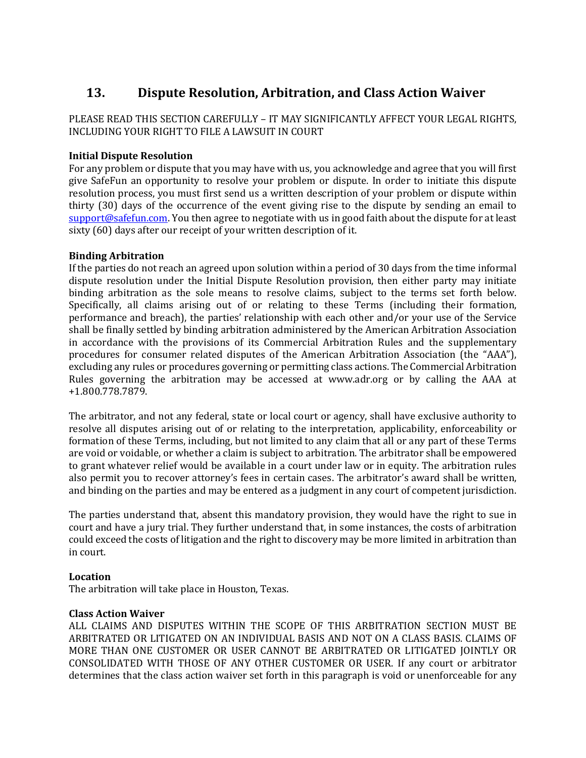## 13. Dispute Resolution, Arbitration, and Class Action Waiver

PLEASE READ THIS SECTION CAREFULLY – IT MAY SIGNIFICANTLY AFFECT YOUR LEGAL RIGHTS, INCLUDING YOUR RIGHT TO FILE A LAWSUIT IN COURT

**Initial Dispute Resolution**
For any problem or dispute that you may have with us, you acknowledge and agree that you will first give SafeFun an opportunity to resolve your problem or dispute. In order to initiate this dispute resolution process, you must first send us a written description of your problem or dispute within thirty (30) days of the occurrence of the event giving rise to the dispute by sending an email to support@safefun.com. You then agree to negotiate with us in good faith about the dispute for at least sixty (60) days after our receipt of your written description of it.

**Binding Arbitration**
If the parties do not reach an agreed upon solution within a period of 30 days from the time informal dispute resolution under the Initial Dispute Resolution provision, then either party may initiate binding arbitration as the sole means to resolve claims, subject to the terms set forth below. Specifically, all claims arising out of or relating to these Terms (including their formation, performance and breach), the parties' relationship with each other and/or your use of the Service shall be finally settled by binding arbitration administered by the American Arbitration Association in accordance with the provisions of its Commercial Arbitration Rules and the supplementary procedures for consumer related disputes of the American Arbitration Association (the "AAA"), excluding any rules or procedures governing or permitting class actions. The Commercial Arbitration Rules governing the arbitration may be accessed at www.adr.org or by calling the AAA at +1.800.778.7879.

The arbitrator, and not any federal, state or local court or agency, shall have exclusive authority to resolve all disputes arising out of or relating to the interpretation, applicability, enforceability or formation of these Terms, including, but not limited to any claim that all or any part of these Terms are void or voidable, or whether a claim is subject to arbitration. The arbitrator shall be empowered to grant whatever relief would be available in a court under law or in equity. The arbitration rules also permit you to recover attorney's fees in certain cases. The arbitrator's award shall be written, and binding on the parties and may be entered as a judgment in any court of competent jurisdiction.

The parties understand that, absent this mandatory provision, they would have the right to sue in court and have a jury trial. They further understand that, in some instances, the costs of arbitration could exceed the costs of litigation and the right to discovery may be more limited in arbitration than in court.

**Location**
The arbitration will take place in Houston, Texas.

**Class Action Waiver**
ALL CLAIMS AND DISPUTES WITHIN THE SCOPE OF THIS ARBITRATION SECTION MUST BE ARBITRATED OR LITIGATED ON AN INDIVIDUAL BASIS AND NOT ON A CLASS BASIS. CLAIMS OF MORE THAN ONE CUSTOMER OR USER CANNOT BE ARBITRATED OR LITIGATED JOINTLY OR CONSOLIDATED WITH THOSE OF ANY OTHER CUSTOMER OR USER. If any court or arbitrator determines that the class action waiver set forth in this paragraph is void or unenforceable for any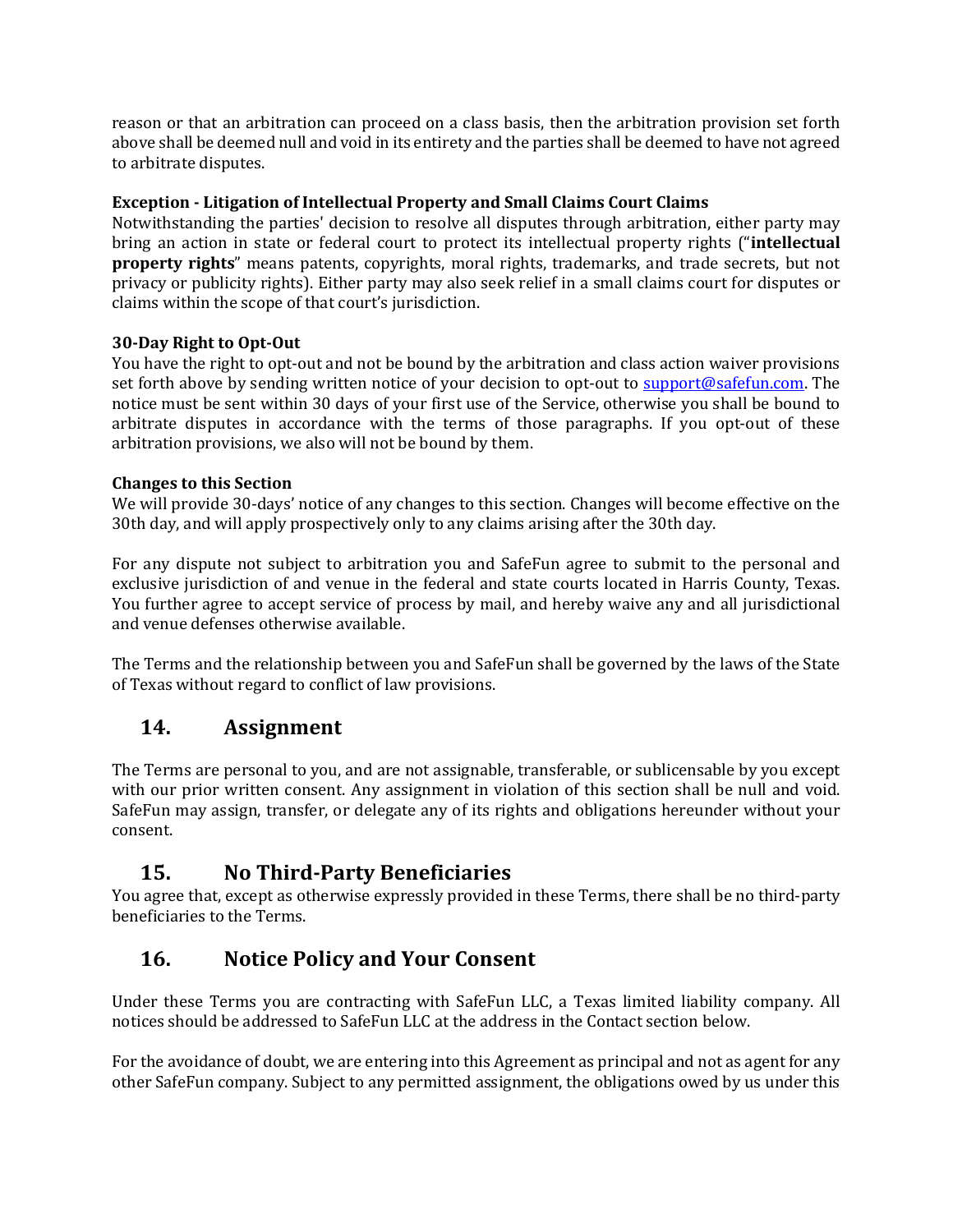reason or that an arbitration can proceed on a class basis, then the arbitration provision set forth above shall be deemed null and void in its entirety and the parties shall be deemed to have not agreed to arbitrate disputes.

**Exception - Litigation of Intellectual Property and Small Claims Court Claims**
Notwithstanding the parties' decision to resolve all disputes through arbitration, either party may bring an action in state or federal court to protect its intellectual property rights ("**intellectual property rights**" means patents, copyrights, moral rights, trademarks, and trade secrets, but not privacy or publicity rights). Either party may also seek relief in a small claims court for disputes or claims within the scope of that court's jurisdiction.

**30-Day Right to Opt-Out**
You have the right to opt-out and not be bound by the arbitration and class action waiver provisions set forth above by sending written notice of your decision to opt-out to support@safefun.com. The notice must be sent within 30 days of your first use of the Service, otherwise you shall be bound to arbitrate disputes in accordance with the terms of those paragraphs. If you opt-out of these arbitration provisions, we also will not be bound by them.

**Changes to this Section**
We will provide 30-days' notice of any changes to this section. Changes will become effective on the 30th day, and will apply prospectively only to any claims arising after the 30th day.

For any dispute not subject to arbitration you and SafeFun agree to submit to the personal and exclusive jurisdiction of and venue in the federal and state courts located in Harris County, Texas. You further agree to accept service of process by mail, and hereby waive any and all jurisdictional and venue defenses otherwise available.

The Terms and the relationship between you and SafeFun shall be governed by the laws of the State of Texas without regard to conflict of law provisions.

## 14. Assignment

The Terms are personal to you, and are not assignable, transferable, or sublicensable by you except with our prior written consent. Any assignment in violation of this section shall be null and void. SafeFun may assign, transfer, or delegate any of its rights and obligations hereunder without your consent.

## 15. No Third-Party Beneficiaries

You agree that, except as otherwise expressly provided in these Terms, there shall be no third-party beneficiaries to the Terms.

## 16. Notice Policy and Your Consent

Under these Terms you are contracting with SafeFun LLC, a Texas limited liability company. All notices should be addressed to SafeFun LLC at the address in the Contact section below.

For the avoidance of doubt, we are entering into this Agreement as principal and not as agent for any other SafeFun company. Subject to any permitted assignment, the obligations owed by us under this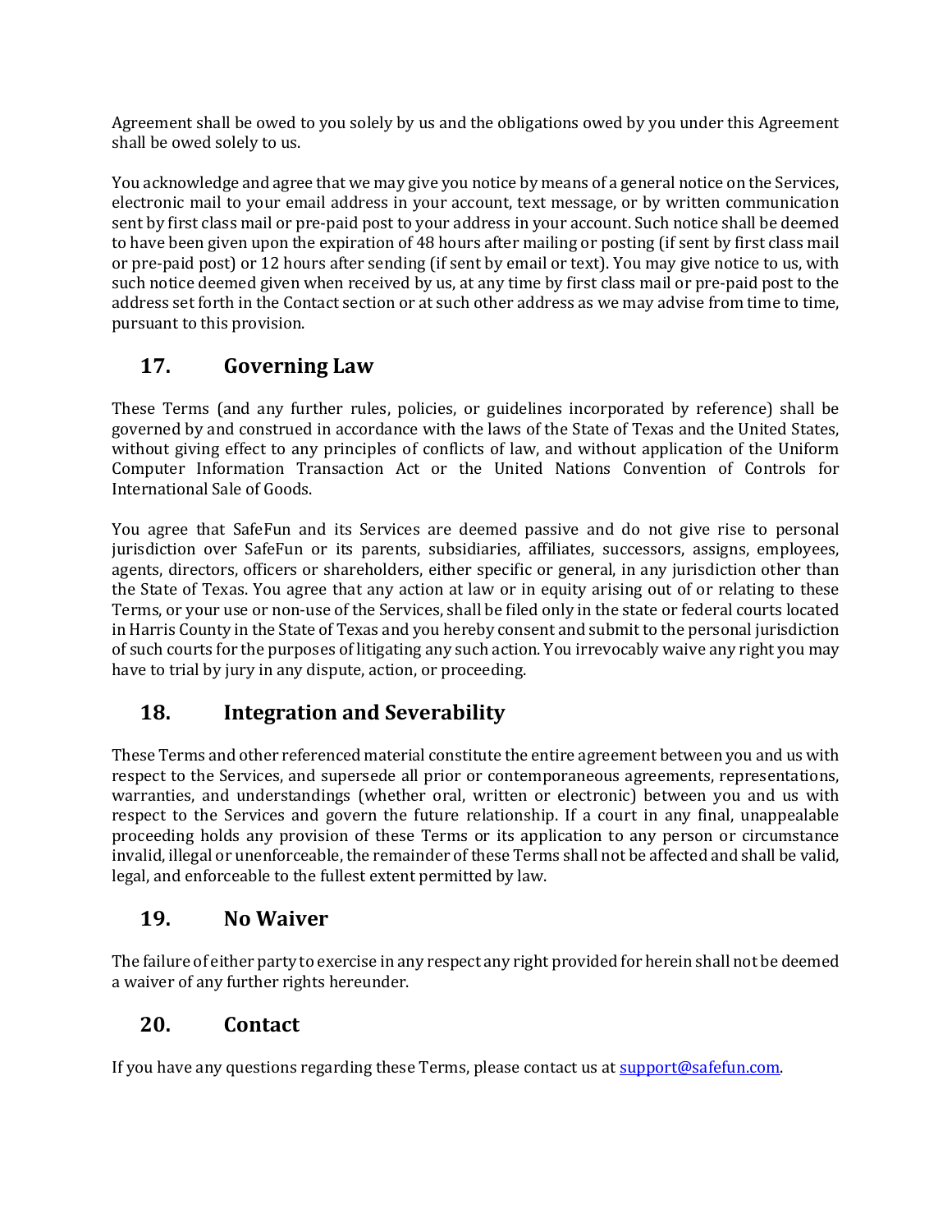Agreement shall be owed to you solely by us and the obligations owed by you under this Agreement shall be owed solely to us.

You acknowledge and agree that we may give you notice by means of a general notice on the Services, electronic mail to your email address in your account, text message, or by written communication sent by first class mail or pre-paid post to your address in your account. Such notice shall be deemed to have been given upon the expiration of 48 hours after mailing or posting (if sent by first class mail or pre-paid post) or 12 hours after sending (if sent by email or text). You may give notice to us, with such notice deemed given when received by us, at any time by first class mail or pre-paid post to the address set forth in the Contact section or at such other address as we may advise from time to time, pursuant to this provision.

## 17. Governing Law

These Terms (and any further rules, policies, or guidelines incorporated by reference) shall be governed by and construed in accordance with the laws of the State of Texas and the United States, without giving effect to any principles of conflicts of law, and without application of the Uniform Computer Information Transaction Act or the United Nations Convention of Controls for International Sale of Goods.

You agree that SafeFun and its Services are deemed passive and do not give rise to personal jurisdiction over SafeFun or its parents, subsidiaries, affiliates, successors, assigns, employees, agents, directors, officers or shareholders, either specific or general, in any jurisdiction other than the State of Texas. You agree that any action at law or in equity arising out of or relating to these Terms, or your use or non-use of the Services, shall be filed only in the state or federal courts located in Harris County in the State of Texas and you hereby consent and submit to the personal jurisdiction of such courts for the purposes of litigating any such action. You irrevocably waive any right you may have to trial by jury in any dispute, action, or proceeding.

## 18. Integration and Severability

These Terms and other referenced material constitute the entire agreement between you and us with respect to the Services, and supersede all prior or contemporaneous agreements, representations, warranties, and understandings (whether oral, written or electronic) between you and us with respect to the Services and govern the future relationship. If a court in any final, unappealable proceeding holds any provision of these Terms or its application to any person or circumstance invalid, illegal or unenforceable, the remainder of these Terms shall not be affected and shall be valid, legal, and enforceable to the fullest extent permitted by law.

## 19. No Waiver

The failure of either party to exercise in any respect any right provided for herein shall not be deemed a waiver of any further rights hereunder.

## 20. Contact

If you have any questions regarding these Terms, please contact us at [support@safefun.com](mailto:support@safefun.com).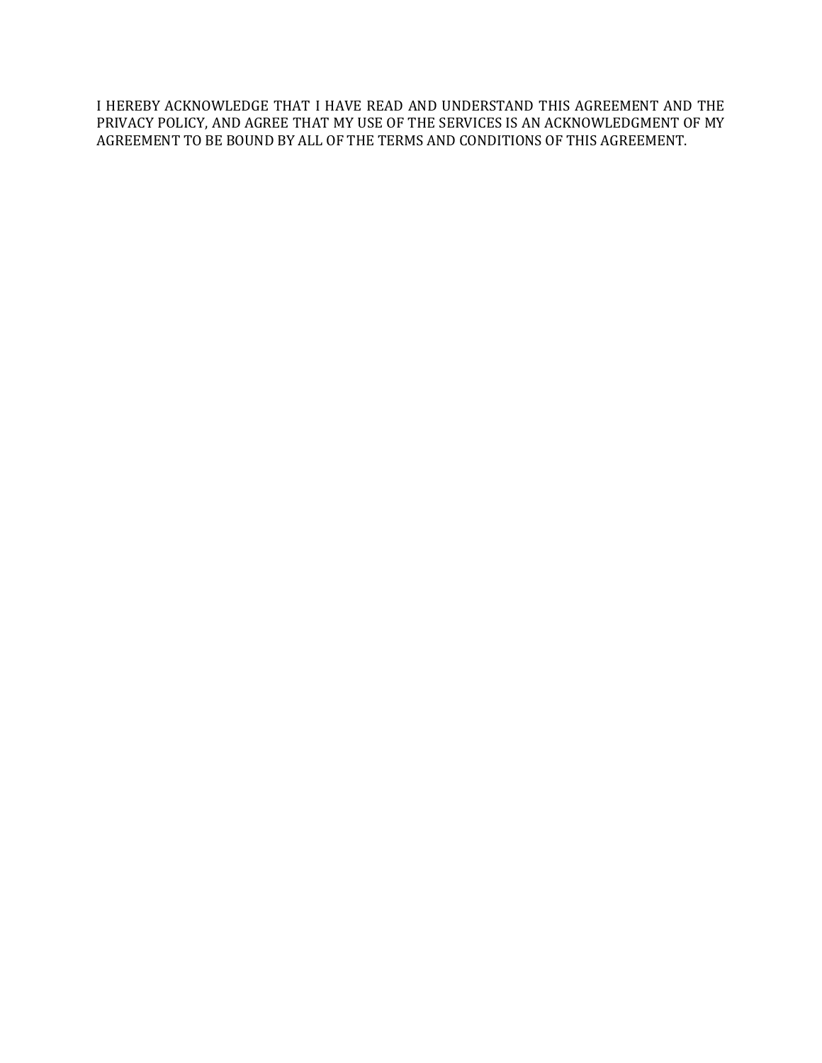I HEREBY ACKNOWLEDGE THAT I HAVE READ AND UNDERSTAND THIS AGREEMENT AND THE PRIVACY POLICY, AND AGREE THAT MY USE OF THE SERVICES IS AN ACKNOWLEDGMENT OF MY AGREEMENT TO BE BOUND BY ALL OF THE TERMS AND CONDITIONS OF THIS AGREEMENT.